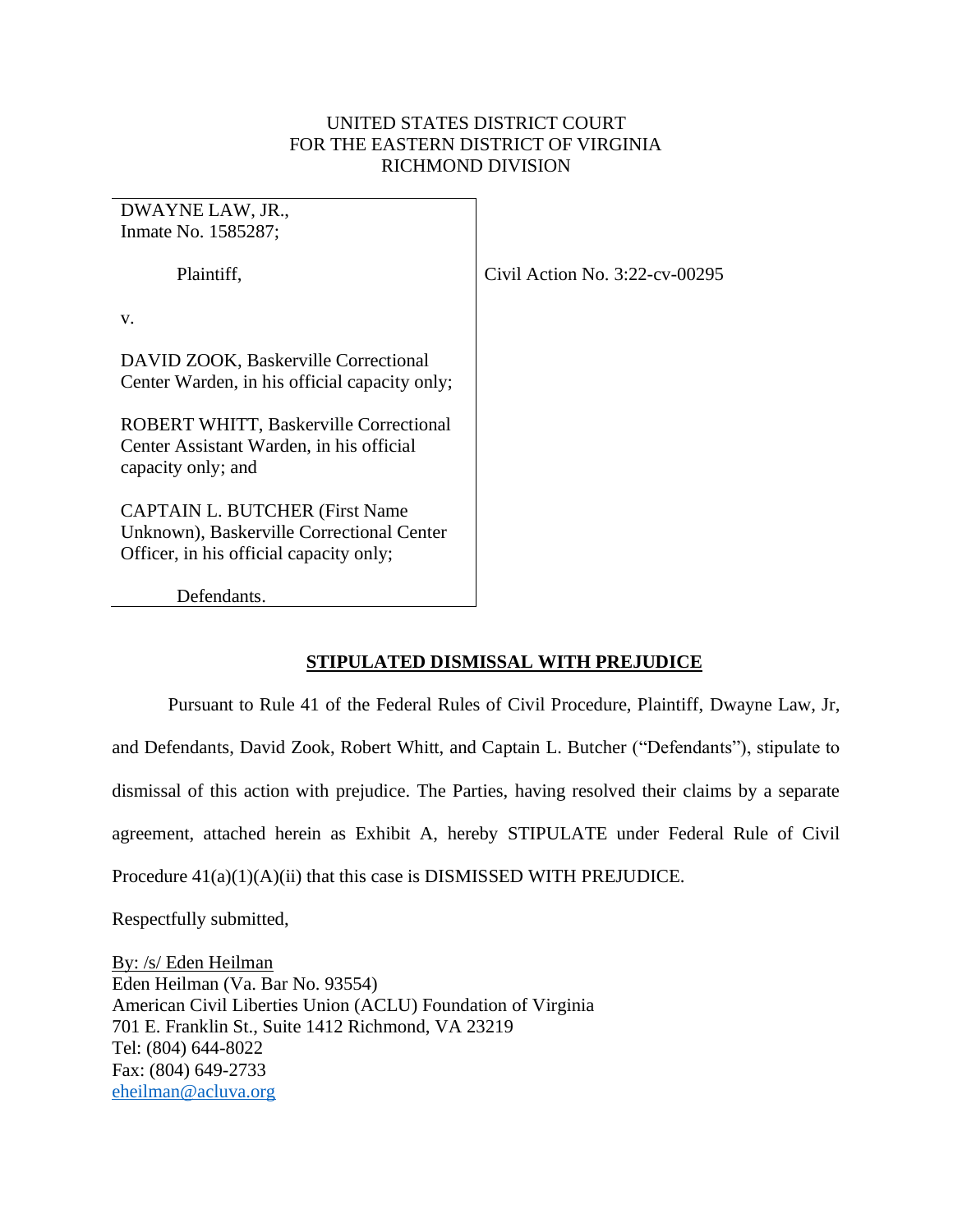UNITED STATES DISTRICT COURT
FOR THE EASTERN DISTRICT OF VIRGINIA
RICHMOND DIVISION

| | |
|---|---|
| DWAYNE LAW, JR., Inmate No. 1585287;<br><br>Plaintiff,<br><br>v.<br><br>DAVID ZOOK, Baskerville Correctional Center Warden, in his official capacity only;<br><br>ROBERT WHITT, Baskerville Correctional Center Assistant Warden, in his official capacity only; and<br><br>CAPTAIN L. BUTCHER (First Name Unknown), Baskerville Correctional Center Officer, in his official capacity only;<br><br>Defendants. | Civil Action No. 3:22-cv-00295 |

## STIPULATED DISMISSAL WITH PREJUDICE

Pursuant to Rule 41 of the Federal Rules of Civil Procedure, Plaintiff, Dwayne Law, Jr, and Defendants, David Zook, Robert Whitt, and Captain L. Butcher ("Defendants"), stipulate to dismissal of this action with prejudice. The Parties, having resolved their claims by a separate agreement, attached herein as Exhibit A, hereby STIPULATE under Federal Rule of Civil Procedure 41(a)(1)(A)(ii) that this case is DISMISSED WITH PREJUDICE.

Respectfully submitted,

By: /s/ Eden Heilman
Eden Heilman (Va. Bar No. 93554)
American Civil Liberties Union (ACLU) Foundation of Virginia
701 E. Franklin St., Suite 1412 Richmond, VA 23219
Tel: (804) 644-8022
Fax: (804) 649-2733
eheilman@acluva.org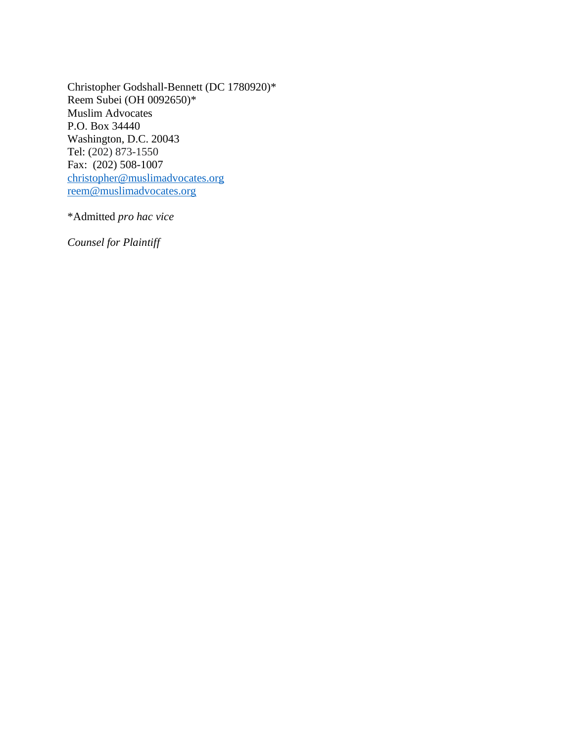Christopher Godshall-Bennett (DC 1780920)*
Reem Subei (OH 0092650)*
Muslim Advocates
P.O. Box 34440
Washington, D.C. 20043
Tel: (202) 873-1550
Fax: (202) 508-1007
christopher@muslimadvocates.org
reem@muslimadvocates.org

*Admitted *pro hac vice*

*Counsel for Plaintiff*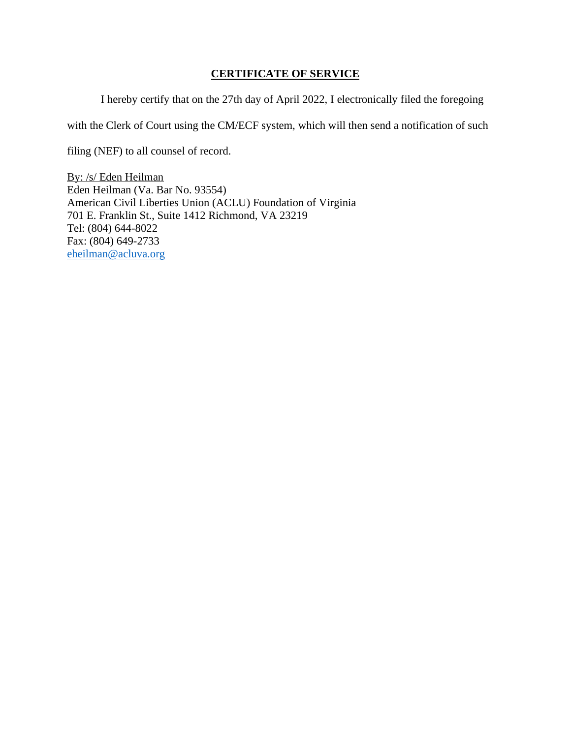## CERTIFICATE OF SERVICE

I hereby certify that on the 27th day of April 2022, I electronically filed the foregoing with the Clerk of Court using the CM/ECF system, which will then send a notification of such filing (NEF) to all counsel of record.

By: /s/ Eden Heilman
Eden Heilman (Va. Bar No. 93554)
American Civil Liberties Union (ACLU) Foundation of Virginia
701 E. Franklin St., Suite 1412 Richmond, VA 23219
Tel: (804) 644-8022
Fax: (804) 649-2733
eheilman@acluva.org